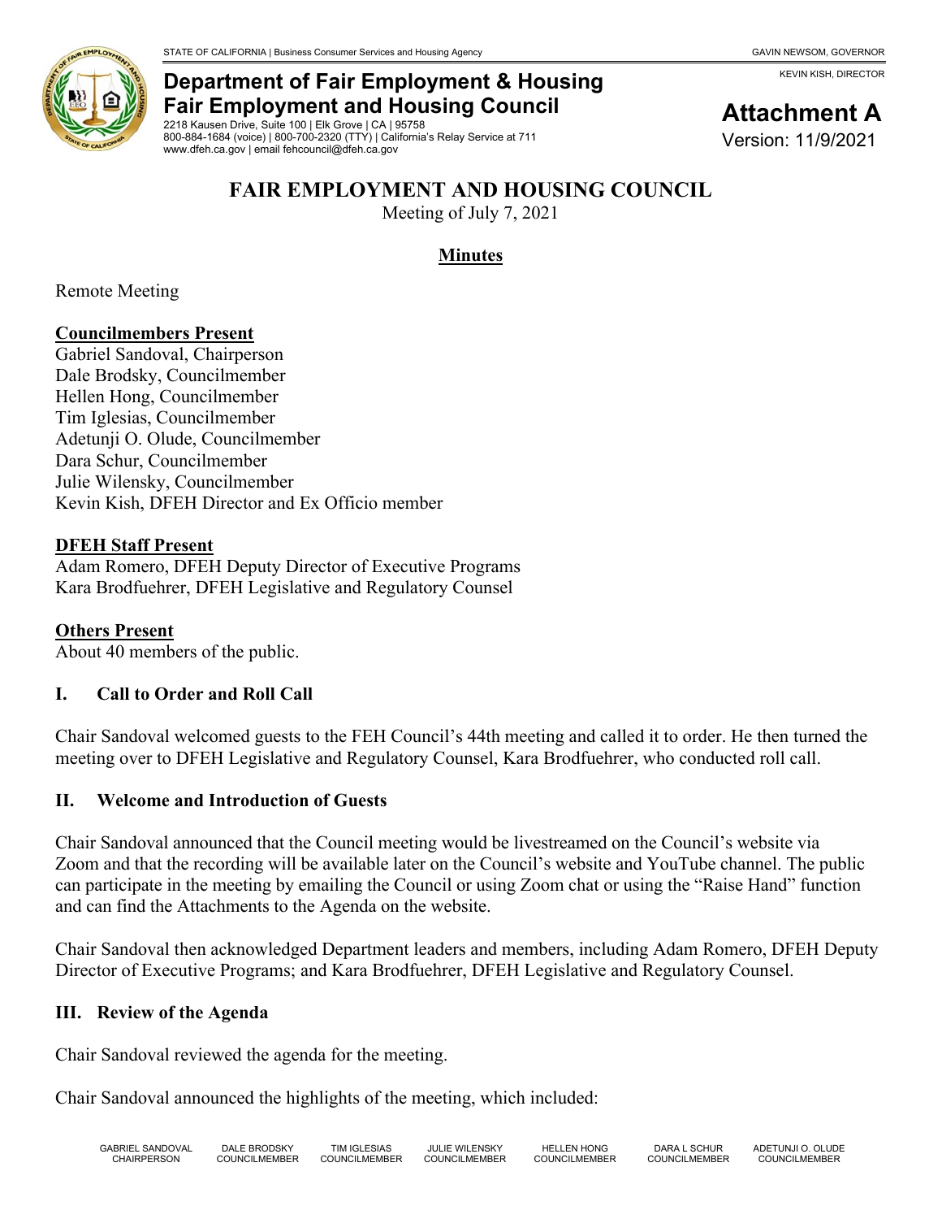STATE OF CALIFORNIA | Business Consumer Services and Housing Agency GAVIN NEWSOM, GOVERNOR

KEVIN KISH, DIRECTOR

**Department of Fair Employment & Housing**
**Fair Employment and Housing Council**
2218 Kausen Drive, Suite 100 | Elk Grove | CA | 95758
800-884-1684 (voice) | 800-700-2320 (TTY) | California's Relay Service at 711
www.dfeh.ca.gov | email fehcouncil@dfeh.ca.gov

**Attachment A**
Version: 11/9/2021

# FAIR EMPLOYMENT AND HOUSING COUNCIL

Meeting of July 7, 2021

## Minutes

Remote Meeting

**Councilmembers Present**
Gabriel Sandoval, Chairperson
Dale Brodsky, Councilmember
Hellen Hong, Councilmember
Tim Iglesias, Councilmember
Adetunji O. Olude, Councilmember
Dara Schur, Councilmember
Julie Wilensky, Councilmember
Kevin Kish, DFEH Director and Ex Officio member

**DFEH Staff Present**
Adam Romero, DFEH Deputy Director of Executive Programs
Kara Brodfuehrer, DFEH Legislative and Regulatory Counsel

**Others Present**
About 40 members of the public.

### I. Call to Order and Roll Call

Chair Sandoval welcomed guests to the FEH Council's 44th meeting and called it to order. He then turned the meeting over to DFEH Legislative and Regulatory Counsel, Kara Brodfuehrer, who conducted roll call.

### II. Welcome and Introduction of Guests

Chair Sandoval announced that the Council meeting would be livestreamed on the Council's website via Zoom and that the recording will be available later on the Council's website and YouTube channel. The public can participate in the meeting by emailing the Council or using Zoom chat or using the "Raise Hand" function and can find the Attachments to the Agenda on the website.

Chair Sandoval then acknowledged Department leaders and members, including Adam Romero, DFEH Deputy Director of Executive Programs; and Kara Brodfuehrer, DFEH Legislative and Regulatory Counsel.

### III. Review of the Agenda

Chair Sandoval reviewed the agenda for the meeting.

Chair Sandoval announced the highlights of the meeting, which included:

GABRIEL SANDOVAL CHAIRPERSON | DALE BRODSKY COUNCILMEMBER | TIM IGLESIAS COUNCILMEMBER | JULIE WILENSKY COUNCILMEMBER | HELLEN HONG COUNCILMEMBER | DARA L SCHUR COUNCILMEMBER | ADETUNJI O. OLUDE COUNCILMEMBER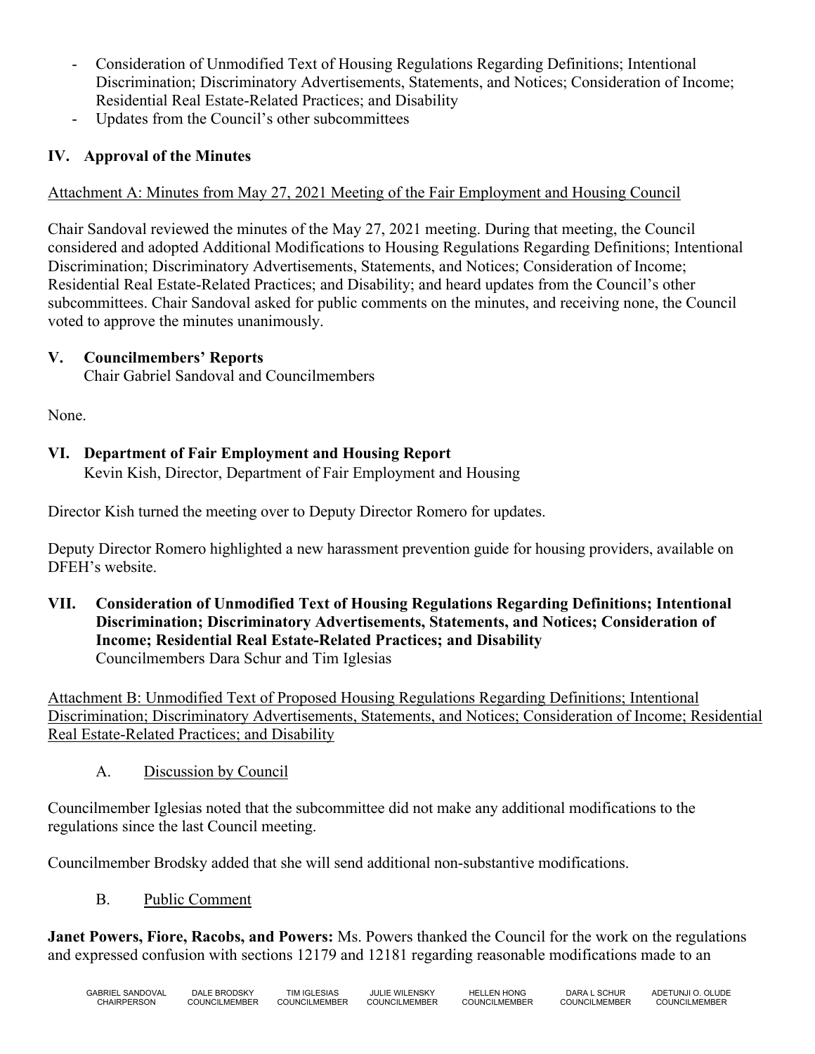- Consideration of Unmodified Text of Housing Regulations Regarding Definitions; Intentional Discrimination; Discriminatory Advertisements, Statements, and Notices; Consideration of Income; Residential Real Estate-Related Practices; and Disability
- Updates from the Council's other subcommittees

## IV. Approval of the Minutes

Attachment A: Minutes from May 27, 2021 Meeting of the Fair Employment and Housing Council

Chair Sandoval reviewed the minutes of the May 27, 2021 meeting. During that meeting, the Council considered and adopted Additional Modifications to Housing Regulations Regarding Definitions; Intentional Discrimination; Discriminatory Advertisements, Statements, and Notices; Consideration of Income; Residential Real Estate-Related Practices; and Disability; and heard updates from the Council's other subcommittees. Chair Sandoval asked for public comments on the minutes, and receiving none, the Council voted to approve the minutes unanimously.

## V. Councilmembers' Reports

Chair Gabriel Sandoval and Councilmembers

None.

## VI. Department of Fair Employment and Housing Report

Kevin Kish, Director, Department of Fair Employment and Housing

Director Kish turned the meeting over to Deputy Director Romero for updates.

Deputy Director Romero highlighted a new harassment prevention guide for housing providers, available on DFEH's website.

## VII. Consideration of Unmodified Text of Housing Regulations Regarding Definitions; Intentional Discrimination; Discriminatory Advertisements, Statements, and Notices; Consideration of Income; Residential Real Estate-Related Practices; and Disability

Councilmembers Dara Schur and Tim Iglesias

Attachment B: Unmodified Text of Proposed Housing Regulations Regarding Definitions; Intentional Discrimination; Discriminatory Advertisements, Statements, and Notices; Consideration of Income; Residential Real Estate-Related Practices; and Disability

### A. Discussion by Council

Councilmember Iglesias noted that the subcommittee did not make any additional modifications to the regulations since the last Council meeting.

Councilmember Brodsky added that she will send additional non-substantive modifications.

### B. Public Comment

**Janet Powers, Fiore, Racobs, and Powers:** Ms. Powers thanked the Council for the work on the regulations and expressed confusion with sections 12179 and 12181 regarding reasonable modifications made to an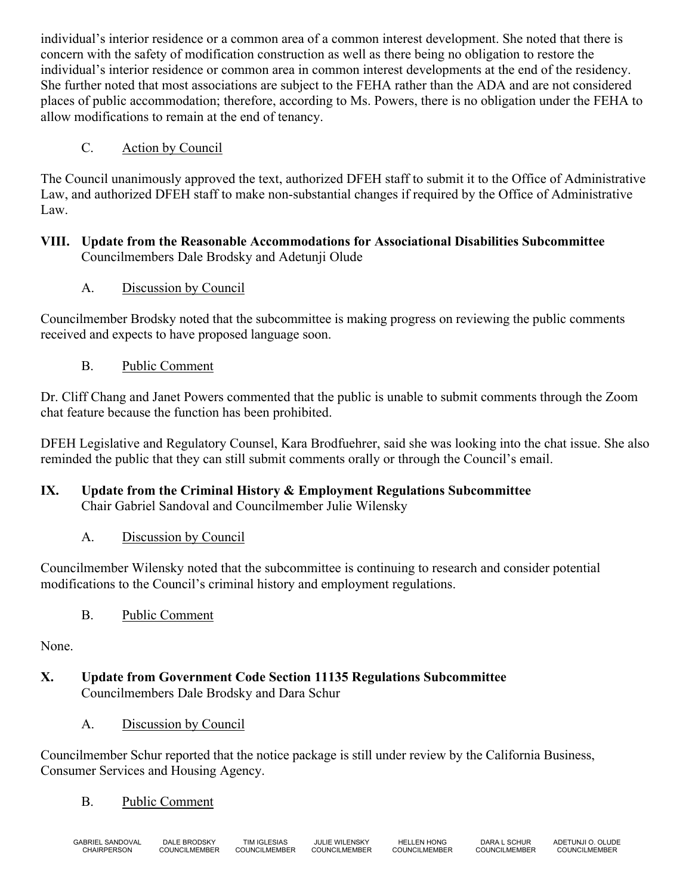individual's interior residence or a common area of a common interest development. She noted that there is concern with the safety of modification construction as well as there being no obligation to restore the individual's interior residence or common area in common interest developments at the end of the residency. She further noted that most associations are subject to the FEHA rather than the ADA and are not considered places of public accommodation; therefore, according to Ms. Powers, there is no obligation under the FEHA to allow modifications to remain at the end of tenancy.

C. Action by Council

The Council unanimously approved the text, authorized DFEH staff to submit it to the Office of Administrative Law, and authorized DFEH staff to make non-substantial changes if required by the Office of Administrative Law.

## VIII. Update from the Reasonable Accommodations for Associational Disabilities Subcommittee

Councilmembers Dale Brodsky and Adetunji Olude

A. Discussion by Council

Councilmember Brodsky noted that the subcommittee is making progress on reviewing the public comments received and expects to have proposed language soon.

B. Public Comment

Dr. Cliff Chang and Janet Powers commented that the public is unable to submit comments through the Zoom chat feature because the function has been prohibited.

DFEH Legislative and Regulatory Counsel, Kara Brodfuehrer, said she was looking into the chat issue. She also reminded the public that they can still submit comments orally or through the Council's email.

## IX. Update from the Criminal History & Employment Regulations Subcommittee

Chair Gabriel Sandoval and Councilmember Julie Wilensky

A. Discussion by Council

Councilmember Wilensky noted that the subcommittee is continuing to research and consider potential modifications to the Council's criminal history and employment regulations.

B. Public Comment

None.

## X. Update from Government Code Section 11135 Regulations Subcommittee

Councilmembers Dale Brodsky and Dara Schur

A. Discussion by Council

Councilmember Schur reported that the notice package is still under review by the California Business, Consumer Services and Housing Agency.

B. Public Comment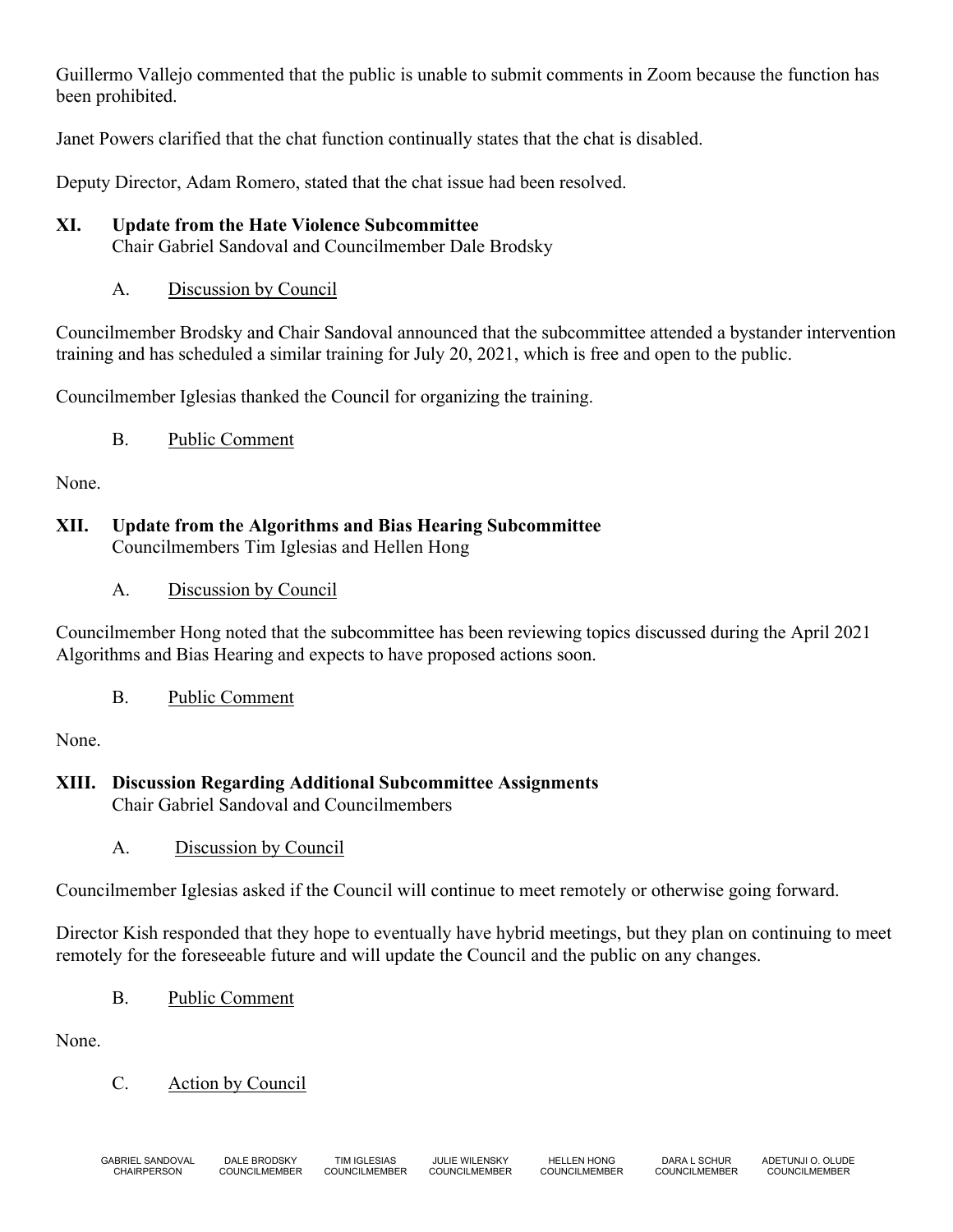Guillermo Vallejo commented that the public is unable to submit comments in Zoom because the function has been prohibited.

Janet Powers clarified that the chat function continually states that the chat is disabled.

Deputy Director, Adam Romero, stated that the chat issue had been resolved.

## XI. Update from the Hate Violence Subcommittee

Chair Gabriel Sandoval and Councilmember Dale Brodsky

A. Discussion by Council

Councilmember Brodsky and Chair Sandoval announced that the subcommittee attended a bystander intervention training and has scheduled a similar training for July 20, 2021, which is free and open to the public.

Councilmember Iglesias thanked the Council for organizing the training.

B. Public Comment

None.

## XII. Update from the Algorithms and Bias Hearing Subcommittee

Councilmembers Tim Iglesias and Hellen Hong

A. Discussion by Council

Councilmember Hong noted that the subcommittee has been reviewing topics discussed during the April 2021 Algorithms and Bias Hearing and expects to have proposed actions soon.

B. Public Comment

None.

## XIII. Discussion Regarding Additional Subcommittee Assignments

Chair Gabriel Sandoval and Councilmembers

A. Discussion by Council

Councilmember Iglesias asked if the Council will continue to meet remotely or otherwise going forward.

Director Kish responded that they hope to eventually have hybrid meetings, but they plan on continuing to meet remotely for the foreseeable future and will update the Council and the public on any changes.

B. Public Comment

None.

C. Action by Council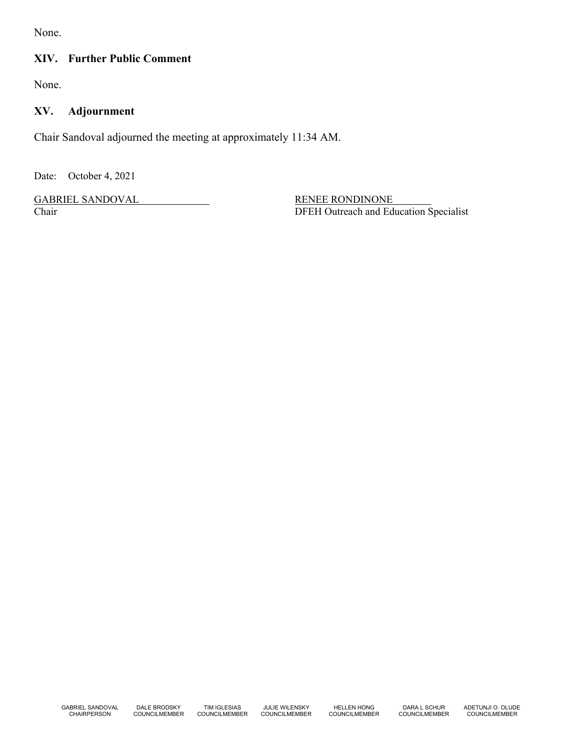None.

## XIV. Further Public Comment

None.

## XV. Adjournment

Chair Sandoval adjourned the meeting at approximately 11:34 AM.

Date: October 4, 2021

GABRIEL SANDOVAL
Chair

RENEE RONDINONE
DFEH Outreach and Education Specialist

GABRIEL SANDOVAL CHAIRPERSON | DALE BRODSKY COUNCILMEMBER | TIM IGLESIAS COUNCILMEMBER | JULIE WILENSKY COUNCILMEMBER | HELLEN HONG COUNCILMEMBER | DARA L SCHUR COUNCILMEMBER | ADETUNJI O. OLUDE COUNCILMEMBER